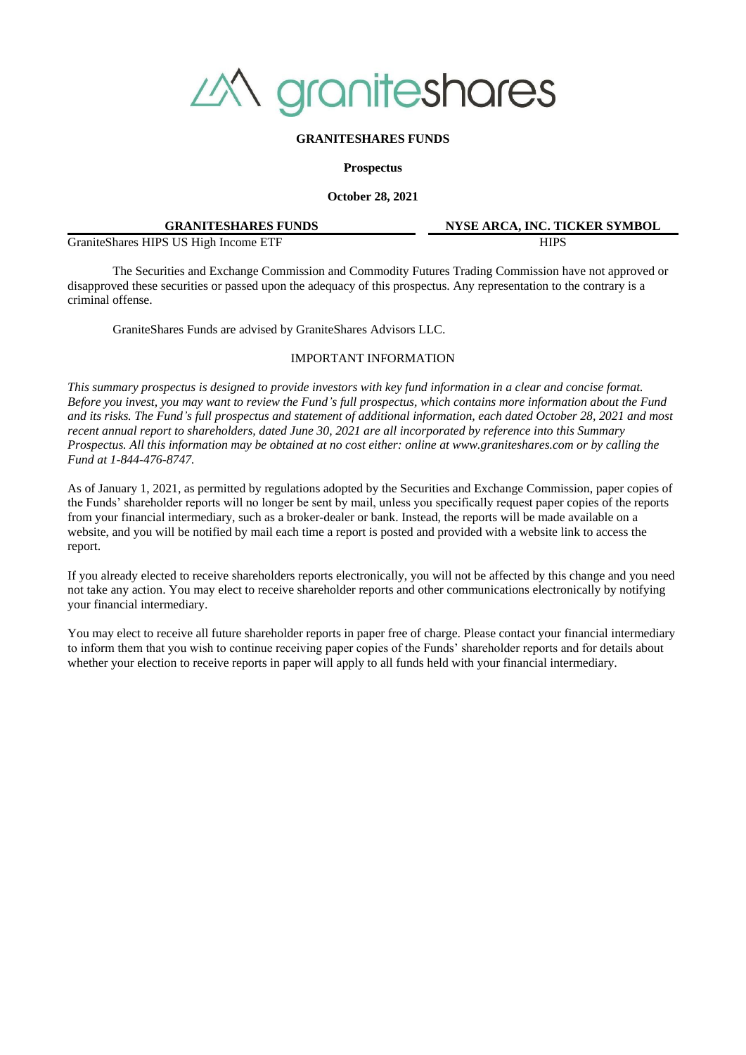# GRANITESHARES FUNDS

**Prospectus**

**October 28, 2021**

| GRANITESHARES FUNDS | NYSE ARCA, INC. TICKER SYMBOL |
| --- | --- |
| GraniteShares HIPS US High Income ETF | HIPS |

The Securities and Exchange Commission and Commodity Futures Trading Commission have not approved or disapproved these securities or passed upon the adequacy of this prospectus. Any representation to the contrary is a criminal offense.

GraniteShares Funds are advised by GraniteShares Advisors LLC.

## IMPORTANT INFORMATION

*This summary prospectus is designed to provide investors with key fund information in a clear and concise format. Before you invest, you may want to review the Fund's full prospectus, which contains more information about the Fund and its risks. The Fund's full prospectus and statement of additional information, each dated October 28, 2021 and most recent annual report to shareholders, dated June 30, 2021 are all incorporated by reference into this Summary Prospectus. All this information may be obtained at no cost either: online at www.graniteshares.com or by calling the Fund at 1-844-476-8747.*

As of January 1, 2021, as permitted by regulations adopted by the Securities and Exchange Commission, paper copies of the Funds' shareholder reports will no longer be sent by mail, unless you specifically request paper copies of the reports from your financial intermediary, such as a broker-dealer or bank. Instead, the reports will be made available on a website, and you will be notified by mail each time a report is posted and provided with a website link to access the report.

If you already elected to receive shareholders reports electronically, you will not be affected by this change and you need not take any action. You may elect to receive shareholder reports and other communications electronically by notifying your financial intermediary.

You may elect to receive all future shareholder reports in paper free of charge. Please contact your financial intermediary to inform them that you wish to continue receiving paper copies of the Funds' shareholder reports and for details about whether your election to receive reports in paper will apply to all funds held with your financial intermediary.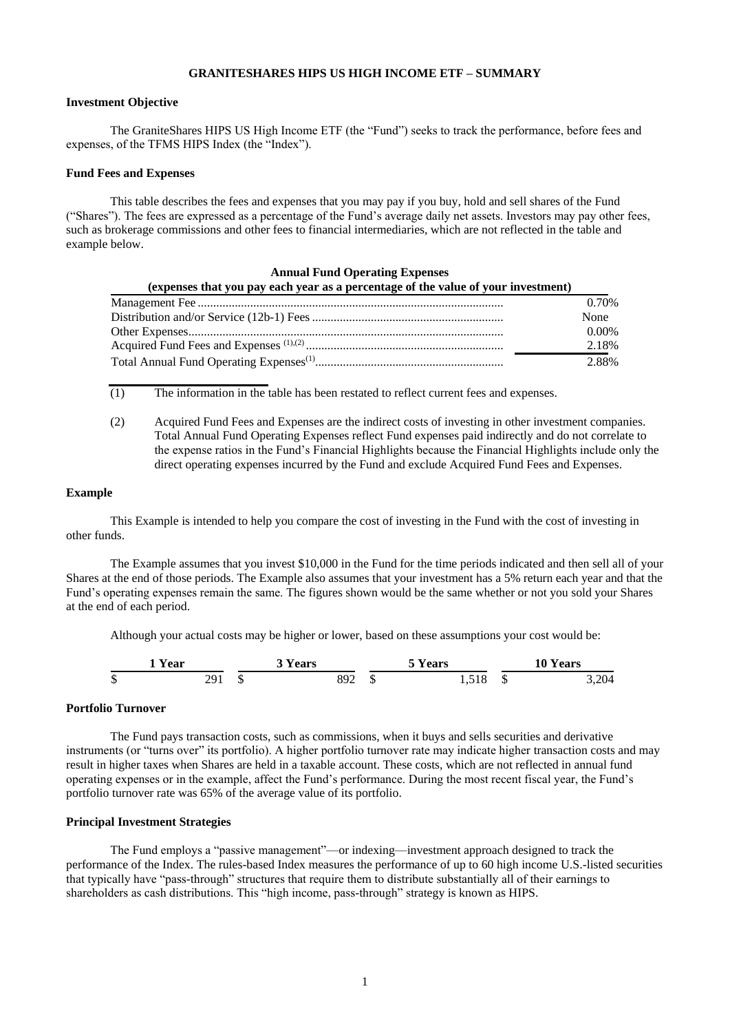**GRANITESHARES HIPS US HIGH INCOME ETF – SUMMARY**

**Investment Objective**

The GraniteShares HIPS US High Income ETF (the "Fund") seeks to track the performance, before fees and expenses, of the TFMS HIPS Index (the "Index").

**Fund Fees and Expenses**

This table describes the fees and expenses that you may pay if you buy, hold and sell shares of the Fund ("Shares"). The fees are expressed as a percentage of the Fund's average daily net assets. Investors may pay other fees, such as brokerage commissions and other fees to financial intermediaries, which are not reflected in the table and example below.

**Annual Fund Operating Expenses**
**(expenses that you pay each year as a percentage of the value of your investment)**

| | |
|---|---|
| Management Fee | 0.70% |
| Distribution and/or Service (12b-1) Fees | None |
| Other Expenses | 0.00% |
| Acquired Fund Fees and Expenses [(1),(2)] | 2.18% |
| Total Annual Fund Operating Expenses[(1)] | 2.88% |

(1) The information in the table has been restated to reflect current fees and expenses.

(2) Acquired Fund Fees and Expenses are the indirect costs of investing in other investment companies. Total Annual Fund Operating Expenses reflect Fund expenses paid indirectly and do not correlate to the expense ratios in the Fund's Financial Highlights because the Financial Highlights include only the direct operating expenses incurred by the Fund and exclude Acquired Fund Fees and Expenses.

**Example**

This Example is intended to help you compare the cost of investing in the Fund with the cost of investing in other funds.

The Example assumes that you invest $10,000 in the Fund for the time periods indicated and then sell all of your Shares at the end of those periods. The Example also assumes that your investment has a 5% return each year and that the Fund's operating expenses remain the same. The figures shown would be the same whether or not you sold your Shares at the end of each period.

Although your actual costs may be higher or lower, based on these assumptions your cost would be:

| 1 Year | 3 Years | 5 Years | 10 Years |
|---|---|---|---|
| $ 291 | $ 892 | $ 1,518 | $ 3,204 |

**Portfolio Turnover**

The Fund pays transaction costs, such as commissions, when it buys and sells securities and derivative instruments (or "turns over" its portfolio). A higher portfolio turnover rate may indicate higher transaction costs and may result in higher taxes when Shares are held in a taxable account. These costs, which are not reflected in annual fund operating expenses or in the example, affect the Fund's performance. During the most recent fiscal year, the Fund's portfolio turnover rate was 65% of the average value of its portfolio.

**Principal Investment Strategies**

The Fund employs a "passive management"—or indexing—investment approach designed to track the performance of the Index. The rules-based Index measures the performance of up to 60 high income U.S.-listed securities that typically have "pass-through" structures that require them to distribute substantially all of their earnings to shareholders as cash distributions. This "high income, pass-through" strategy is known as HIPS.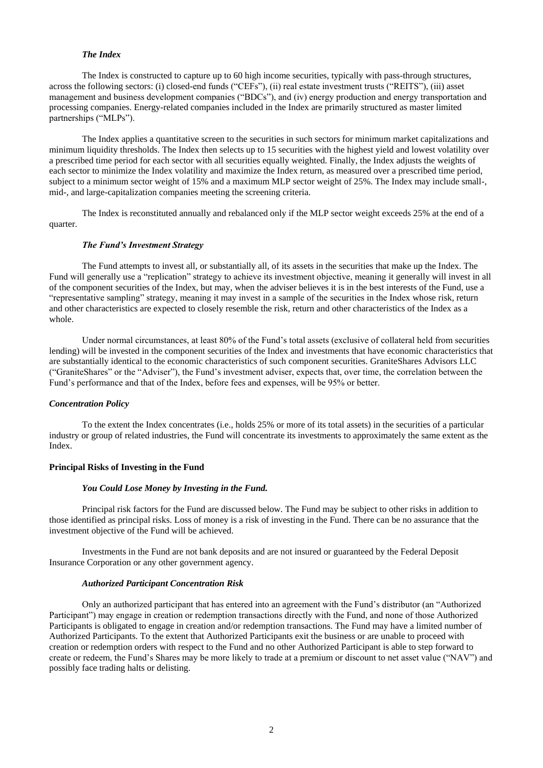### *The Index*

The Index is constructed to capture up to 60 high income securities, typically with pass-through structures, across the following sectors: (i) closed-end funds ("CEFs"), (ii) real estate investment trusts ("REITS"), (iii) asset management and business development companies ("BDCs"), and (iv) energy production and energy transportation and processing companies. Energy-related companies included in the Index are primarily structured as master limited partnerships ("MLPs").

The Index applies a quantitative screen to the securities in such sectors for minimum market capitalizations and minimum liquidity thresholds. The Index then selects up to 15 securities with the highest yield and lowest volatility over a prescribed time period for each sector with all securities equally weighted. Finally, the Index adjusts the weights of each sector to minimize the Index volatility and maximize the Index return, as measured over a prescribed time period, subject to a minimum sector weight of 15% and a maximum MLP sector weight of 25%. The Index may include small-, mid-, and large-capitalization companies meeting the screening criteria.

The Index is reconstituted annually and rebalanced only if the MLP sector weight exceeds 25% at the end of a quarter.

### *The Fund's Investment Strategy*

The Fund attempts to invest all, or substantially all, of its assets in the securities that make up the Index. The Fund will generally use a "replication" strategy to achieve its investment objective, meaning it generally will invest in all of the component securities of the Index, but may, when the adviser believes it is in the best interests of the Fund, use a "representative sampling" strategy, meaning it may invest in a sample of the securities in the Index whose risk, return and other characteristics are expected to closely resemble the risk, return and other characteristics of the Index as a whole.

Under normal circumstances, at least 80% of the Fund's total assets (exclusive of collateral held from securities lending) will be invested in the component securities of the Index and investments that have economic characteristics that are substantially identical to the economic characteristics of such component securities. GraniteShares Advisors LLC ("GraniteShares" or the "Adviser"), the Fund's investment adviser, expects that, over time, the correlation between the Fund's performance and that of the Index, before fees and expenses, will be 95% or better.

### *Concentration Policy*

To the extent the Index concentrates (i.e., holds 25% or more of its total assets) in the securities of a particular industry or group of related industries, the Fund will concentrate its investments to approximately the same extent as the Index.

## **Principal Risks of Investing in the Fund**

### *You Could Lose Money by Investing in the Fund.*

Principal risk factors for the Fund are discussed below. The Fund may be subject to other risks in addition to those identified as principal risks. Loss of money is a risk of investing in the Fund. There can be no assurance that the investment objective of the Fund will be achieved.

Investments in the Fund are not bank deposits and are not insured or guaranteed by the Federal Deposit Insurance Corporation or any other government agency.

### *Authorized Participant Concentration Risk*

Only an authorized participant that has entered into an agreement with the Fund's distributor (an "Authorized Participant") may engage in creation or redemption transactions directly with the Fund, and none of those Authorized Participants is obligated to engage in creation and/or redemption transactions. The Fund may have a limited number of Authorized Participants. To the extent that Authorized Participants exit the business or are unable to proceed with creation or redemption orders with respect to the Fund and no other Authorized Participant is able to step forward to create or redeem, the Fund's Shares may be more likely to trade at a premium or discount to net asset value ("NAV") and possibly face trading halts or delisting.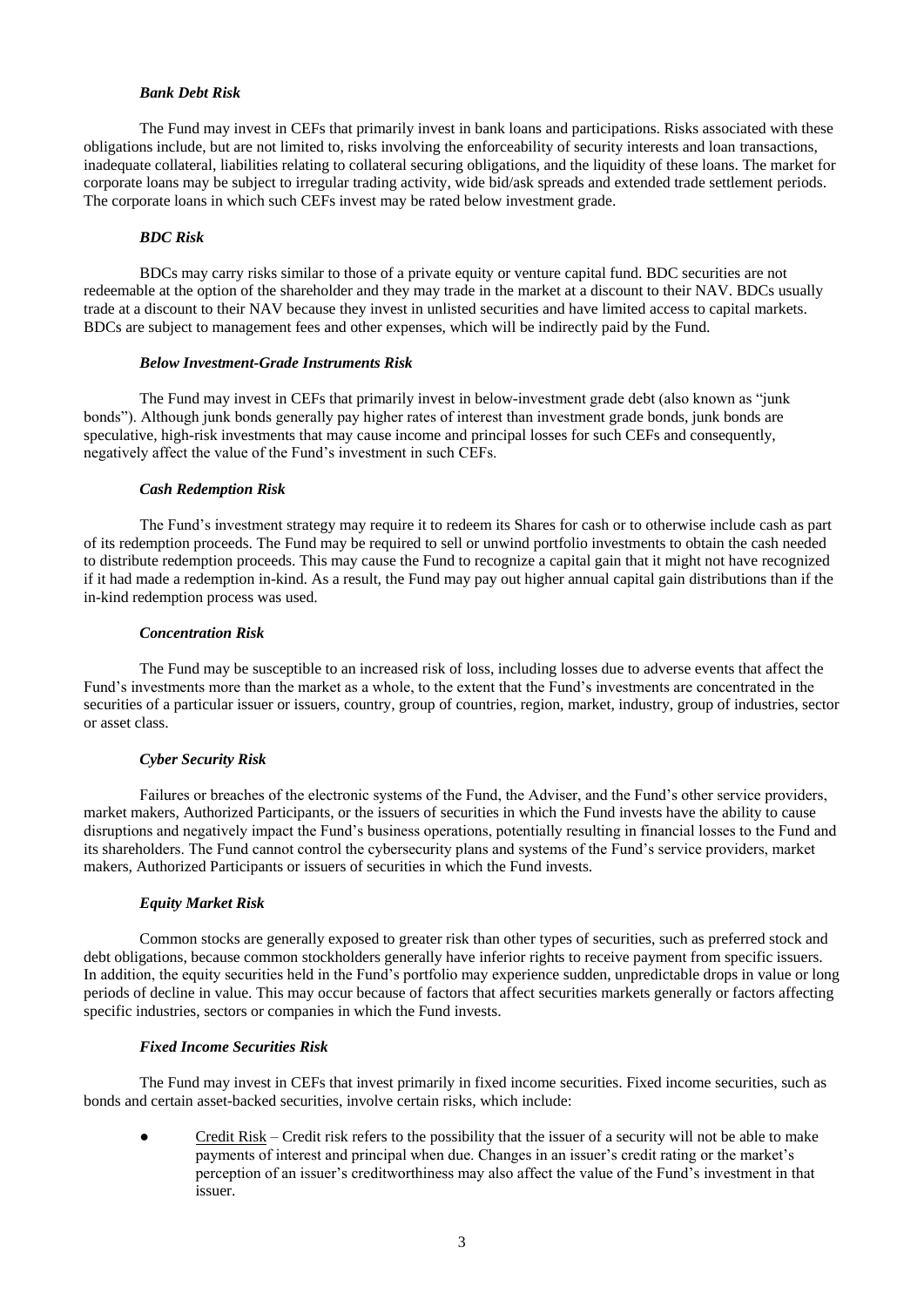***Bank Debt Risk***

The Fund may invest in CEFs that primarily invest in bank loans and participations. Risks associated with these obligations include, but are not limited to, risks involving the enforceability of security interests and loan transactions, inadequate collateral, liabilities relating to collateral securing obligations, and the liquidity of these loans. The market for corporate loans may be subject to irregular trading activity, wide bid/ask spreads and extended trade settlement periods. The corporate loans in which such CEFs invest may be rated below investment grade.

***BDC Risk***

BDCs may carry risks similar to those of a private equity or venture capital fund. BDC securities are not redeemable at the option of the shareholder and they may trade in the market at a discount to their NAV. BDCs usually trade at a discount to their NAV because they invest in unlisted securities and have limited access to capital markets. BDCs are subject to management fees and other expenses, which will be indirectly paid by the Fund.

***Below Investment-Grade Instruments Risk***

The Fund may invest in CEFs that primarily invest in below-investment grade debt (also known as "junk bonds"). Although junk bonds generally pay higher rates of interest than investment grade bonds, junk bonds are speculative, high-risk investments that may cause income and principal losses for such CEFs and consequently, negatively affect the value of the Fund's investment in such CEFs.

***Cash Redemption Risk***

The Fund's investment strategy may require it to redeem its Shares for cash or to otherwise include cash as part of its redemption proceeds. The Fund may be required to sell or unwind portfolio investments to obtain the cash needed to distribute redemption proceeds. This may cause the Fund to recognize a capital gain that it might not have recognized if it had made a redemption in-kind. As a result, the Fund may pay out higher annual capital gain distributions than if the in-kind redemption process was used.

***Concentration Risk***

The Fund may be susceptible to an increased risk of loss, including losses due to adverse events that affect the Fund's investments more than the market as a whole, to the extent that the Fund's investments are concentrated in the securities of a particular issuer or issuers, country, group of countries, region, market, industry, group of industries, sector or asset class.

***Cyber Security Risk***

Failures or breaches of the electronic systems of the Fund, the Adviser, and the Fund's other service providers, market makers, Authorized Participants, or the issuers of securities in which the Fund invests have the ability to cause disruptions and negatively impact the Fund's business operations, potentially resulting in financial losses to the Fund and its shareholders. The Fund cannot control the cybersecurity plans and systems of the Fund's service providers, market makers, Authorized Participants or issuers of securities in which the Fund invests.

***Equity Market Risk***

Common stocks are generally exposed to greater risk than other types of securities, such as preferred stock and debt obligations, because common stockholders generally have inferior rights to receive payment from specific issuers. In addition, the equity securities held in the Fund's portfolio may experience sudden, unpredictable drops in value or long periods of decline in value. This may occur because of factors that affect securities markets generally or factors affecting specific industries, sectors or companies in which the Fund invests.

***Fixed Income Securities Risk***

The Fund may invest in CEFs that invest primarily in fixed income securities. Fixed income securities, such as bonds and certain asset-backed securities, involve certain risks, which include:

- Credit Risk – Credit risk refers to the possibility that the issuer of a security will not be able to make payments of interest and principal when due. Changes in an issuer's credit rating or the market's perception of an issuer's creditworthiness may also affect the value of the Fund's investment in that issuer.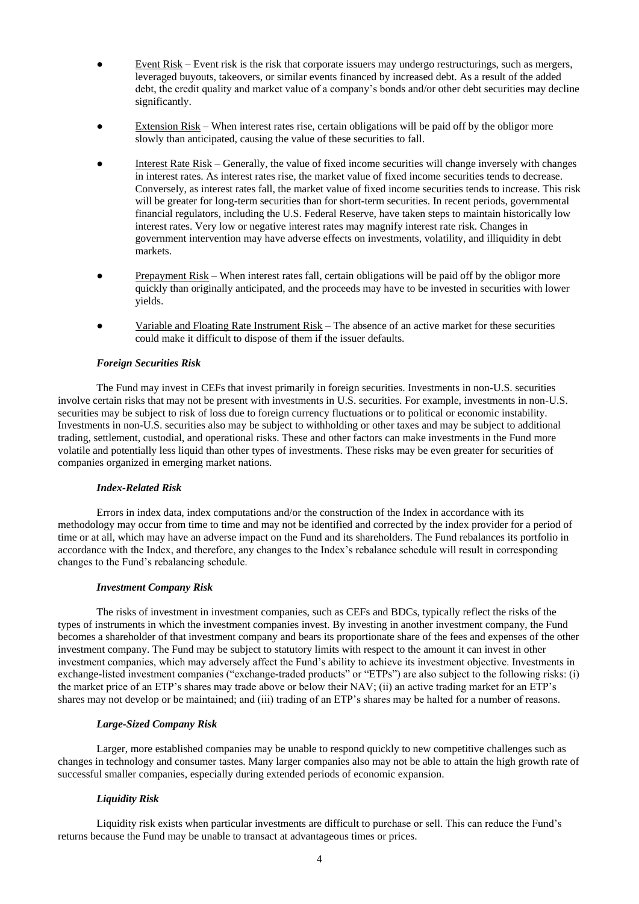- <u>Event Risk</u> – Event risk is the risk that corporate issuers may undergo restructurings, such as mergers, leveraged buyouts, takeovers, or similar events financed by increased debt. As a result of the added debt, the credit quality and market value of a company's bonds and/or other debt securities may decline significantly.

- <u>Extension Risk</u> – When interest rates rise, certain obligations will be paid off by the obligor more slowly than anticipated, causing the value of these securities to fall.

- <u>Interest Rate Risk</u> – Generally, the value of fixed income securities will change inversely with changes in interest rates. As interest rates rise, the market value of fixed income securities tends to decrease. Conversely, as interest rates fall, the market value of fixed income securities tends to increase. This risk will be greater for long-term securities than for short-term securities. In recent periods, governmental financial regulators, including the U.S. Federal Reserve, have taken steps to maintain historically low interest rates. Very low or negative interest rates may magnify interest rate risk. Changes in government intervention may have adverse effects on investments, volatility, and illiquidity in debt markets.

- <u>Prepayment Risk</u> – When interest rates fall, certain obligations will be paid off by the obligor more quickly than originally anticipated, and the proceeds may have to be invested in securities with lower yields.

- <u>Variable and Floating Rate Instrument Risk</u> – The absence of an active market for these securities could make it difficult to dispose of them if the issuer defaults.

***Foreign Securities Risk***

The Fund may invest in CEFs that invest primarily in foreign securities. Investments in non-U.S. securities involve certain risks that may not be present with investments in U.S. securities. For example, investments in non-U.S. securities may be subject to risk of loss due to foreign currency fluctuations or to political or economic instability. Investments in non-U.S. securities also may be subject to withholding or other taxes and may be subject to additional trading, settlement, custodial, and operational risks. These and other factors can make investments in the Fund more volatile and potentially less liquid than other types of investments. These risks may be even greater for securities of companies organized in emerging market nations.

***Index-Related Risk***

Errors in index data, index computations and/or the construction of the Index in accordance with its methodology may occur from time to time and may not be identified and corrected by the index provider for a period of time or at all, which may have an adverse impact on the Fund and its shareholders. The Fund rebalances its portfolio in accordance with the Index, and therefore, any changes to the Index's rebalance schedule will result in corresponding changes to the Fund's rebalancing schedule.

***Investment Company Risk***

The risks of investment in investment companies, such as CEFs and BDCs, typically reflect the risks of the types of instruments in which the investment companies invest. By investing in another investment company, the Fund becomes a shareholder of that investment company and bears its proportionate share of the fees and expenses of the other investment company. The Fund may be subject to statutory limits with respect to the amount it can invest in other investment companies, which may adversely affect the Fund's ability to achieve its investment objective. Investments in exchange-listed investment companies ("exchange-traded products" or "ETPs") are also subject to the following risks: (i) the market price of an ETP's shares may trade above or below their NAV; (ii) an active trading market for an ETP's shares may not develop or be maintained; and (iii) trading of an ETP's shares may be halted for a number of reasons.

***Large-Sized Company Risk***

Larger, more established companies may be unable to respond quickly to new competitive challenges such as changes in technology and consumer tastes. Many larger companies also may not be able to attain the high growth rate of successful smaller companies, especially during extended periods of economic expansion.

***Liquidity Risk***

Liquidity risk exists when particular investments are difficult to purchase or sell. This can reduce the Fund's returns because the Fund may be unable to transact at advantageous times or prices.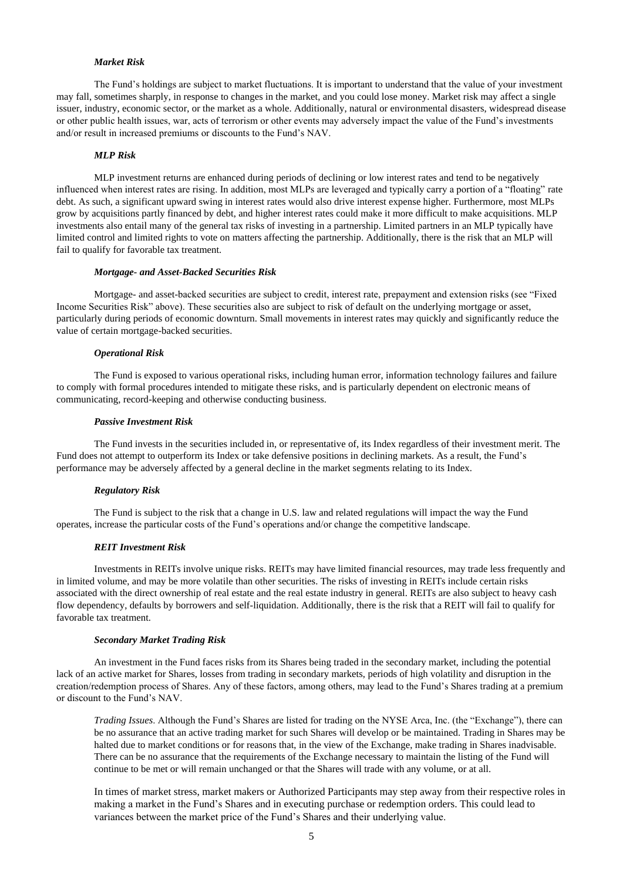***Market Risk***

The Fund's holdings are subject to market fluctuations. It is important to understand that the value of your investment may fall, sometimes sharply, in response to changes in the market, and you could lose money. Market risk may affect a single issuer, industry, economic sector, or the market as a whole. Additionally, natural or environmental disasters, widespread disease or other public health issues, war, acts of terrorism or other events may adversely impact the value of the Fund's investments and/or result in increased premiums or discounts to the Fund's NAV.

***MLP Risk***

MLP investment returns are enhanced during periods of declining or low interest rates and tend to be negatively influenced when interest rates are rising. In addition, most MLPs are leveraged and typically carry a portion of a "floating" rate debt. As such, a significant upward swing in interest rates would also drive interest expense higher. Furthermore, most MLPs grow by acquisitions partly financed by debt, and higher interest rates could make it more difficult to make acquisitions. MLP investments also entail many of the general tax risks of investing in a partnership. Limited partners in an MLP typically have limited control and limited rights to vote on matters affecting the partnership. Additionally, there is the risk that an MLP will fail to qualify for favorable tax treatment.

***Mortgage- and Asset-Backed Securities Risk***

Mortgage- and asset-backed securities are subject to credit, interest rate, prepayment and extension risks (see "Fixed Income Securities Risk" above). These securities also are subject to risk of default on the underlying mortgage or asset, particularly during periods of economic downturn. Small movements in interest rates may quickly and significantly reduce the value of certain mortgage-backed securities.

***Operational Risk***

The Fund is exposed to various operational risks, including human error, information technology failures and failure to comply with formal procedures intended to mitigate these risks, and is particularly dependent on electronic means of communicating, record-keeping and otherwise conducting business.

***Passive Investment Risk***

The Fund invests in the securities included in, or representative of, its Index regardless of their investment merit. The Fund does not attempt to outperform its Index or take defensive positions in declining markets. As a result, the Fund's performance may be adversely affected by a general decline in the market segments relating to its Index.

***Regulatory Risk***

The Fund is subject to the risk that a change in U.S. law and related regulations will impact the way the Fund operates, increase the particular costs of the Fund's operations and/or change the competitive landscape.

***REIT Investment Risk***

Investments in REITs involve unique risks. REITs may have limited financial resources, may trade less frequently and in limited volume, and may be more volatile than other securities. The risks of investing in REITs include certain risks associated with the direct ownership of real estate and the real estate industry in general. REITs are also subject to heavy cash flow dependency, defaults by borrowers and self-liquidation. Additionally, there is the risk that a REIT will fail to qualify for favorable tax treatment.

***Secondary Market Trading Risk***

An investment in the Fund faces risks from its Shares being traded in the secondary market, including the potential lack of an active market for Shares, losses from trading in secondary markets, periods of high volatility and disruption in the creation/redemption process of Shares. Any of these factors, among others, may lead to the Fund's Shares trading at a premium or discount to the Fund's NAV.

*Trading Issues*. Although the Fund's Shares are listed for trading on the NYSE Arca, Inc. (the "Exchange"), there can be no assurance that an active trading market for such Shares will develop or be maintained. Trading in Shares may be halted due to market conditions or for reasons that, in the view of the Exchange, make trading in Shares inadvisable. There can be no assurance that the requirements of the Exchange necessary to maintain the listing of the Fund will continue to be met or will remain unchanged or that the Shares will trade with any volume, or at all.

In times of market stress, market makers or Authorized Participants may step away from their respective roles in making a market in the Fund's Shares and in executing purchase or redemption orders. This could lead to variances between the market price of the Fund's Shares and their underlying value.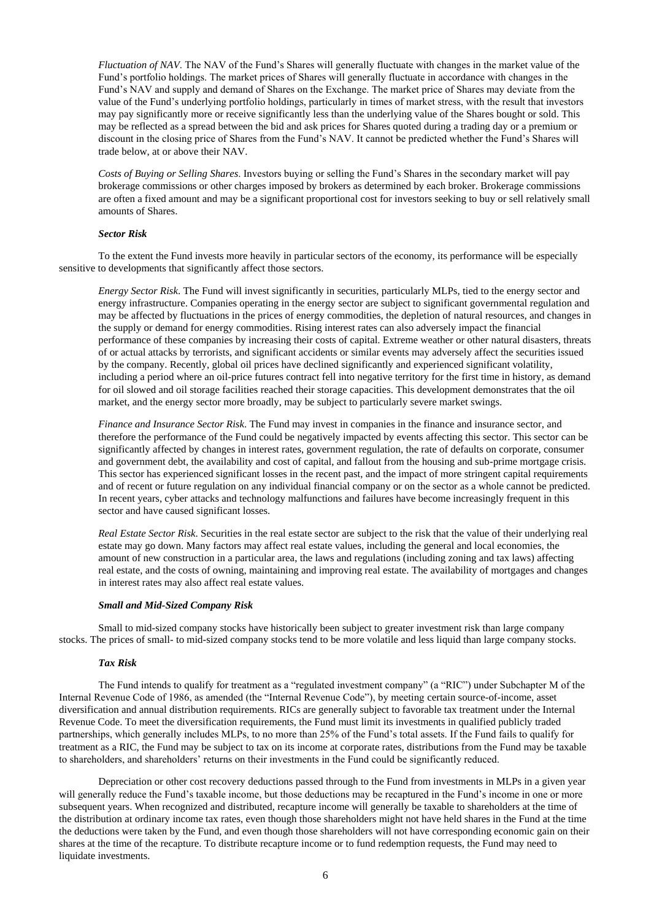*Fluctuation of NAV*. The NAV of the Fund's Shares will generally fluctuate with changes in the market value of the Fund's portfolio holdings. The market prices of Shares will generally fluctuate in accordance with changes in the Fund's NAV and supply and demand of Shares on the Exchange. The market price of Shares may deviate from the value of the Fund's underlying portfolio holdings, particularly in times of market stress, with the result that investors may pay significantly more or receive significantly less than the underlying value of the Shares bought or sold. This may be reflected as a spread between the bid and ask prices for Shares quoted during a trading day or a premium or discount in the closing price of Shares from the Fund's NAV. It cannot be predicted whether the Fund's Shares will trade below, at or above their NAV.

*Costs of Buying or Selling Shares*. Investors buying or selling the Fund's Shares in the secondary market will pay brokerage commissions or other charges imposed by brokers as determined by each broker. Brokerage commissions are often a fixed amount and may be a significant proportional cost for investors seeking to buy or sell relatively small amounts of Shares.

***Sector Risk***

To the extent the Fund invests more heavily in particular sectors of the economy, its performance will be especially sensitive to developments that significantly affect those sectors.

*Energy Sector Risk*. The Fund will invest significantly in securities, particularly MLPs, tied to the energy sector and energy infrastructure. Companies operating in the energy sector are subject to significant governmental regulation and may be affected by fluctuations in the prices of energy commodities, the depletion of natural resources, and changes in the supply or demand for energy commodities. Rising interest rates can also adversely impact the financial performance of these companies by increasing their costs of capital. Extreme weather or other natural disasters, threats of or actual attacks by terrorists, and significant accidents or similar events may adversely affect the securities issued by the company. Recently, global oil prices have declined significantly and experienced significant volatility, including a period where an oil-price futures contract fell into negative territory for the first time in history, as demand for oil slowed and oil storage facilities reached their storage capacities. This development demonstrates that the oil market, and the energy sector more broadly, may be subject to particularly severe market swings.

*Finance and Insurance Sector Risk*. The Fund may invest in companies in the finance and insurance sector, and therefore the performance of the Fund could be negatively impacted by events affecting this sector. This sector can be significantly affected by changes in interest rates, government regulation, the rate of defaults on corporate, consumer and government debt, the availability and cost of capital, and fallout from the housing and sub-prime mortgage crisis. This sector has experienced significant losses in the recent past, and the impact of more stringent capital requirements and of recent or future regulation on any individual financial company or on the sector as a whole cannot be predicted. In recent years, cyber attacks and technology malfunctions and failures have become increasingly frequent in this sector and have caused significant losses.

*Real Estate Sector Risk*. Securities in the real estate sector are subject to the risk that the value of their underlying real estate may go down. Many factors may affect real estate values, including the general and local economies, the amount of new construction in a particular area, the laws and regulations (including zoning and tax laws) affecting real estate, and the costs of owning, maintaining and improving real estate. The availability of mortgages and changes in interest rates may also affect real estate values.

***Small and Mid-Sized Company Risk***

Small to mid-sized company stocks have historically been subject to greater investment risk than large company stocks. The prices of small- to mid-sized company stocks tend to be more volatile and less liquid than large company stocks.

***Tax Risk***

The Fund intends to qualify for treatment as a "regulated investment company" (a "RIC") under Subchapter M of the Internal Revenue Code of 1986, as amended (the "Internal Revenue Code"), by meeting certain source-of-income, asset diversification and annual distribution requirements. RICs are generally subject to favorable tax treatment under the Internal Revenue Code. To meet the diversification requirements, the Fund must limit its investments in qualified publicly traded partnerships, which generally includes MLPs, to no more than 25% of the Fund's total assets. If the Fund fails to qualify for treatment as a RIC, the Fund may be subject to tax on its income at corporate rates, distributions from the Fund may be taxable to shareholders, and shareholders' returns on their investments in the Fund could be significantly reduced.

Depreciation or other cost recovery deductions passed through to the Fund from investments in MLPs in a given year will generally reduce the Fund's taxable income, but those deductions may be recaptured in the Fund's income in one or more subsequent years. When recognized and distributed, recapture income will generally be taxable to shareholders at the time of the distribution at ordinary income tax rates, even though those shareholders might not have held shares in the Fund at the time the deductions were taken by the Fund, and even though those shareholders will not have corresponding economic gain on their shares at the time of the recapture. To distribute recapture income or to fund redemption requests, the Fund may need to liquidate investments.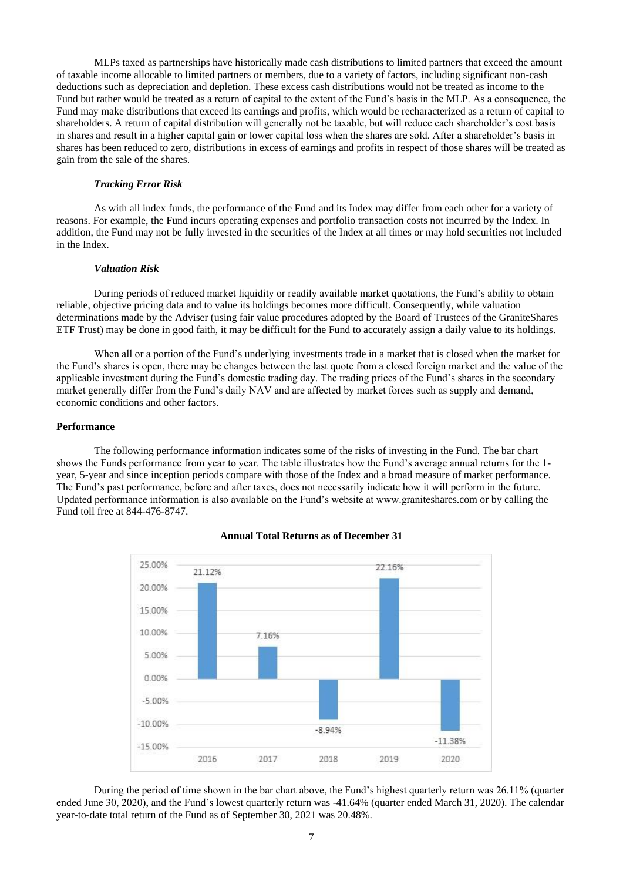MLPs taxed as partnerships have historically made cash distributions to limited partners that exceed the amount of taxable income allocable to limited partners or members, due to a variety of factors, including significant non-cash deductions such as depreciation and depletion. These excess cash distributions would not be treated as income to the Fund but rather would be treated as a return of capital to the extent of the Fund's basis in the MLP. As a consequence, the Fund may make distributions that exceed its earnings and profits, which would be recharacterized as a return of capital to shareholders. A return of capital distribution will generally not be taxable, but will reduce each shareholder's cost basis in shares and result in a higher capital gain or lower capital loss when the shares are sold. After a shareholder's basis in shares has been reduced to zero, distributions in excess of earnings and profits in respect of those shares will be treated as gain from the sale of the shares.

***Tracking Error Risk***

As with all index funds, the performance of the Fund and its Index may differ from each other for a variety of reasons. For example, the Fund incurs operating expenses and portfolio transaction costs not incurred by the Index. In addition, the Fund may not be fully invested in the securities of the Index at all times or may hold securities not included in the Index.

***Valuation Risk***

During periods of reduced market liquidity or readily available market quotations, the Fund's ability to obtain reliable, objective pricing data and to value its holdings becomes more difficult. Consequently, while valuation determinations made by the Adviser (using fair value procedures adopted by the Board of Trustees of the GraniteShares ETF Trust) may be done in good faith, it may be difficult for the Fund to accurately assign a daily value to its holdings.

When all or a portion of the Fund's underlying investments trade in a market that is closed when the market for the Fund's shares is open, there may be changes between the last quote from a closed foreign market and the value of the applicable investment during the Fund's domestic trading day. The trading prices of the Fund's shares in the secondary market generally differ from the Fund's daily NAV and are affected by market forces such as supply and demand, economic conditions and other factors.

**Performance**

The following performance information indicates some of the risks of investing in the Fund. The bar chart shows the Funds performance from year to year. The table illustrates how the Fund's average annual returns for the 1-year, 5-year and since inception periods compare with those of the Index and a broad measure of market performance. The Fund's past performance, before and after taxes, does not necessarily indicate how it will perform in the future. Updated performance information is also available on the Fund's website at www.graniteshares.com or by calling the Fund toll free at 844-476-8747.

**Annual Total Returns as of December 31**

| Year | Return |
|---|---|
| 2016 | 21.12% |
| 2017 | 7.16% |
| 2018 | -8.94% |
| 2019 | 22.16% |
| 2020 | -11.38% |

During the period of time shown in the bar chart above, the Fund's highest quarterly return was 26.11% (quarter ended June 30, 2020), and the Fund's lowest quarterly return was -41.64% (quarter ended March 31, 2020). The calendar year-to-date total return of the Fund as of September 30, 2021 was 20.48%.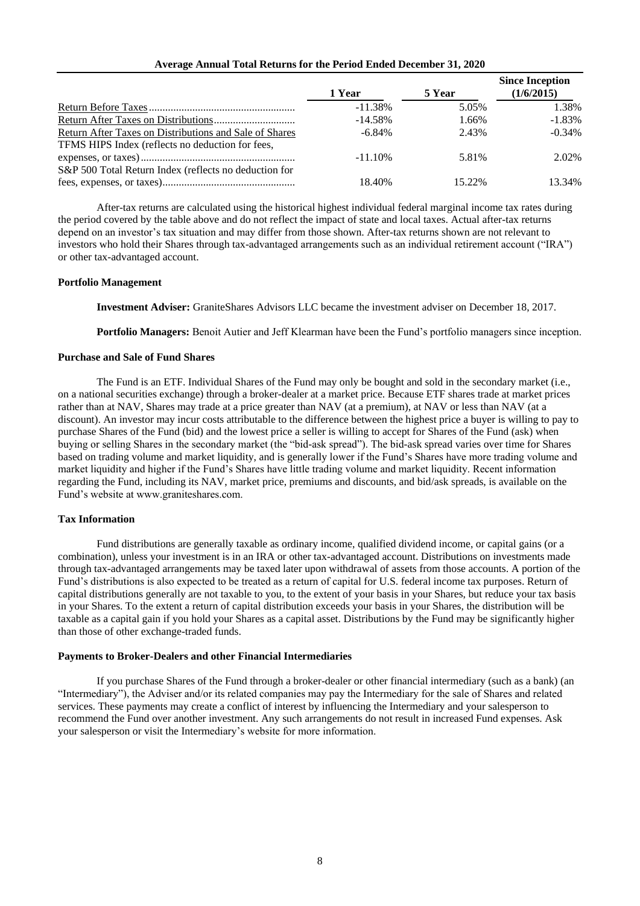**Average Annual Total Returns for the Period Ended December 31, 2020**

| | 1 Year | 5 Year | Since Inception (1/6/2015) |
|---|---|---|---|
| Return Before Taxes | -11.38% | 5.05% | 1.38% |
| Return After Taxes on Distributions | -14.58% | 1.66% | -1.83% |
| Return After Taxes on Distributions and Sale of Shares | -6.84% | 2.43% | -0.34% |
| TFMS HIPS Index (reflects no deduction for fees, expenses, or taxes) | -11.10% | 5.81% | 2.02% |
| S&P 500 Total Return Index (reflects no deduction for fees, expenses, or taxes) | 18.40% | 15.22% | 13.34% |

After-tax returns are calculated using the historical highest individual federal marginal income tax rates during the period covered by the table above and do not reflect the impact of state and local taxes. Actual after-tax returns depend on an investor's tax situation and may differ from those shown. After-tax returns shown are not relevant to investors who hold their Shares through tax-advantaged arrangements such as an individual retirement account ("IRA") or other tax-advantaged account.

**Portfolio Management**

**Investment Adviser:** GraniteShares Advisors LLC became the investment adviser on December 18, 2017.

**Portfolio Managers:** Benoit Autier and Jeff Klearman have been the Fund's portfolio managers since inception.

**Purchase and Sale of Fund Shares**

The Fund is an ETF. Individual Shares of the Fund may only be bought and sold in the secondary market (i.e., on a national securities exchange) through a broker-dealer at a market price. Because ETF shares trade at market prices rather than at NAV, Shares may trade at a price greater than NAV (at a premium), at NAV or less than NAV (at a discount). An investor may incur costs attributable to the difference between the highest price a buyer is willing to pay to purchase Shares of the Fund (bid) and the lowest price a seller is willing to accept for Shares of the Fund (ask) when buying or selling Shares in the secondary market (the "bid-ask spread"). The bid-ask spread varies over time for Shares based on trading volume and market liquidity, and is generally lower if the Fund's Shares have more trading volume and market liquidity and higher if the Fund's Shares have little trading volume and market liquidity. Recent information regarding the Fund, including its NAV, market price, premiums and discounts, and bid/ask spreads, is available on the Fund's website at www.graniteshares.com.

**Tax Information**

Fund distributions are generally taxable as ordinary income, qualified dividend income, or capital gains (or a combination), unless your investment is in an IRA or other tax-advantaged account. Distributions on investments made through tax-advantaged arrangements may be taxed later upon withdrawal of assets from those accounts. A portion of the Fund's distributions is also expected to be treated as a return of capital for U.S. federal income tax purposes. Return of capital distributions generally are not taxable to you, to the extent of your basis in your Shares, but reduce your tax basis in your Shares. To the extent a return of capital distribution exceeds your basis in your Shares, the distribution will be taxable as a capital gain if you hold your Shares as a capital asset. Distributions by the Fund may be significantly higher than those of other exchange-traded funds.

**Payments to Broker-Dealers and other Financial Intermediaries**

If you purchase Shares of the Fund through a broker-dealer or other financial intermediary (such as a bank) (an "Intermediary"), the Adviser and/or its related companies may pay the Intermediary for the sale of Shares and related services. These payments may create a conflict of interest by influencing the Intermediary and your salesperson to recommend the Fund over another investment. Any such arrangements do not result in increased Fund expenses. Ask your salesperson or visit the Intermediary's website for more information.